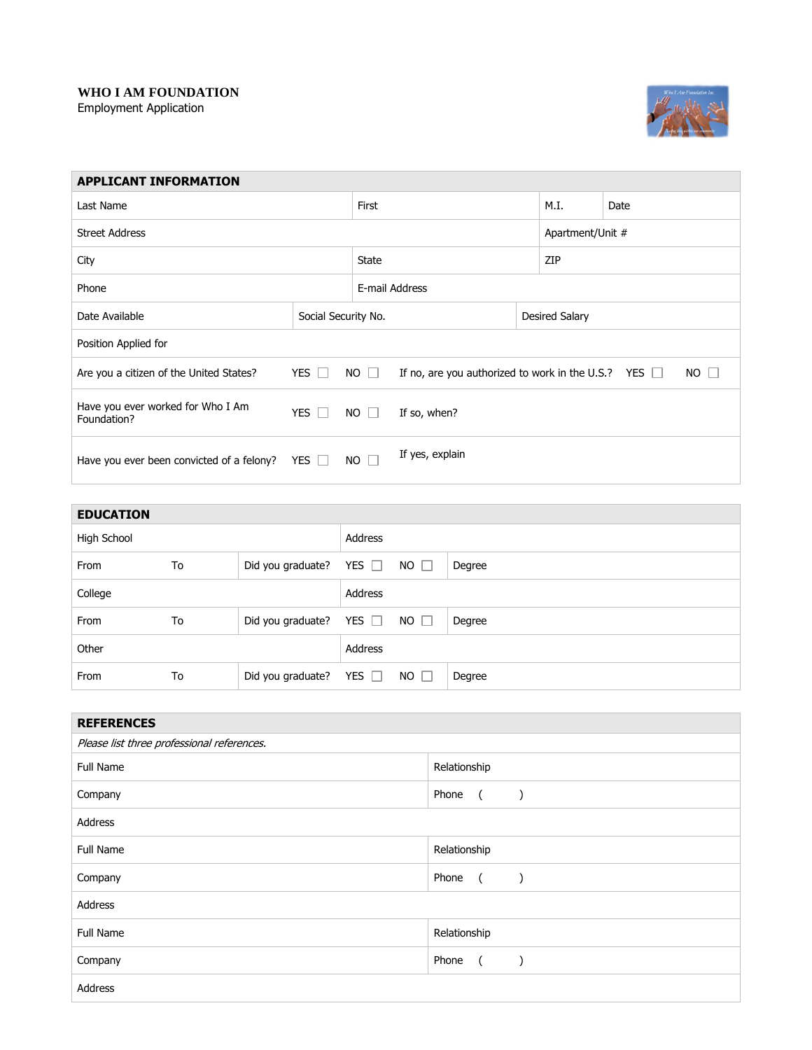**WHO I AM FOUNDATION**
Employment Application

## APPLICANT INFORMATION

| | | | |
|---|---|---|---|
| Last Name | First | M.I. | Date |
| Street Address | | Apartment/Unit # | |
| City | State | ZIP | |
| Phone | E-mail Address | | |
| Date Available | Social Security No. | Desired Salary | |
| Position Applied for | | | |

Are you a citizen of the United States? YES ☐ NO ☐ If no, are you authorized to work in the U.S.? YES ☐ NO ☐

Have you ever worked for Who I Am Foundation? YES ☐ NO ☐ If so, when?

Have you ever been convicted of a felony? YES ☐ NO ☐ If yes, explain

## EDUCATION

| | | | | |
|---|---|---|---|---|
| High School | | Address | | |
| From | To | Did you graduate? | YES ☐ NO ☐ | Degree |
| College | | Address | | |
| From | To | Did you graduate? | YES ☐ NO ☐ | Degree |
| Other | | Address | | |
| From | To | Did you graduate? | YES ☐ NO ☐ | Degree |

## REFERENCES

*Please list three professional references.*

| | |
|---|---|
| Full Name | Relationship |
| Company | Phone ( ) |
| Address | |
| Full Name | Relationship |
| Company | Phone ( ) |
| Address | |
| Full Name | Relationship |
| Company | Phone ( ) |
| Address | |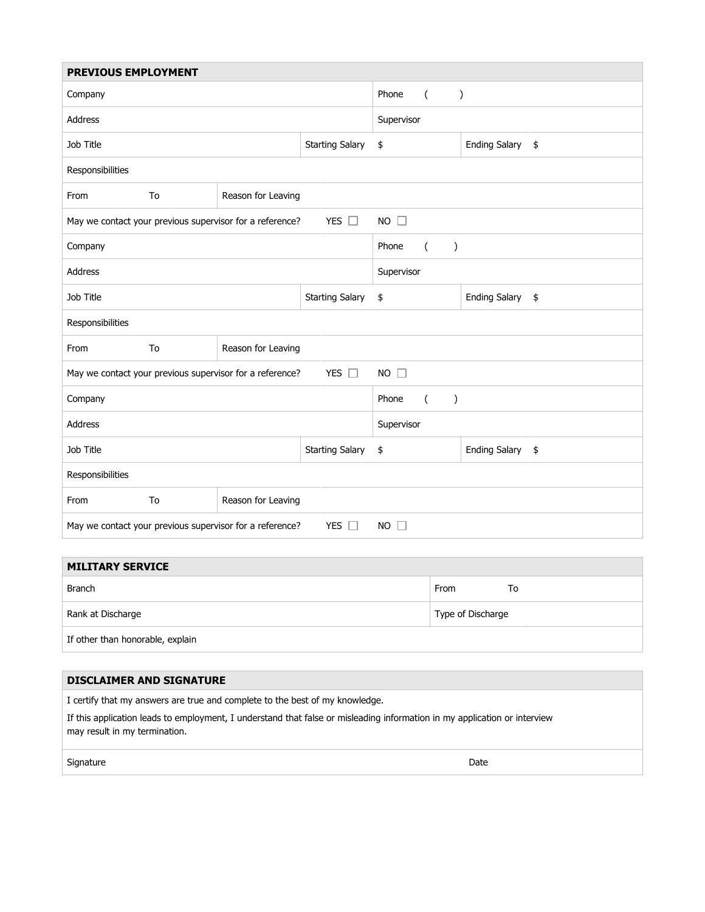## PREVIOUS EMPLOYMENT

| | | | | |
|---|---|---|---|---|
| Company | | | Phone ( ) | |
| Address | | | Supervisor | |
| Job Title | | Starting Salary | $ | Ending Salary $ |
| Responsibilities | | | | |
| From To | Reason for Leaving | | | |
| May we contact your previous supervisor for a reference? | | YES ☐ | NO ☐ | |
| Company | | | Phone ( ) | |
| Address | | | Supervisor | |
| Job Title | | Starting Salary | $ | Ending Salary $ |
| Responsibilities | | | | |
| From To | Reason for Leaving | | | |
| May we contact your previous supervisor for a reference? | | YES ☐ | NO ☐ | |
| Company | | | Phone ( ) | |
| Address | | | Supervisor | |
| Job Title | | Starting Salary | $ | Ending Salary $ |
| Responsibilities | | | | |
| From To | Reason for Leaving | | | |
| May we contact your previous supervisor for a reference? | | YES ☐ | NO ☐ | |

## MILITARY SERVICE

| | |
|---|---|
| Branch | From To |
| Rank at Discharge | Type of Discharge |
| If other than honorable, explain | |

## DISCLAIMER AND SIGNATURE

I certify that my answers are true and complete to the best of my knowledge.

If this application leads to employment, I understand that false or misleading information in my application or interview may result in my termination.

| | |
|---|---|
| Signature | Date |